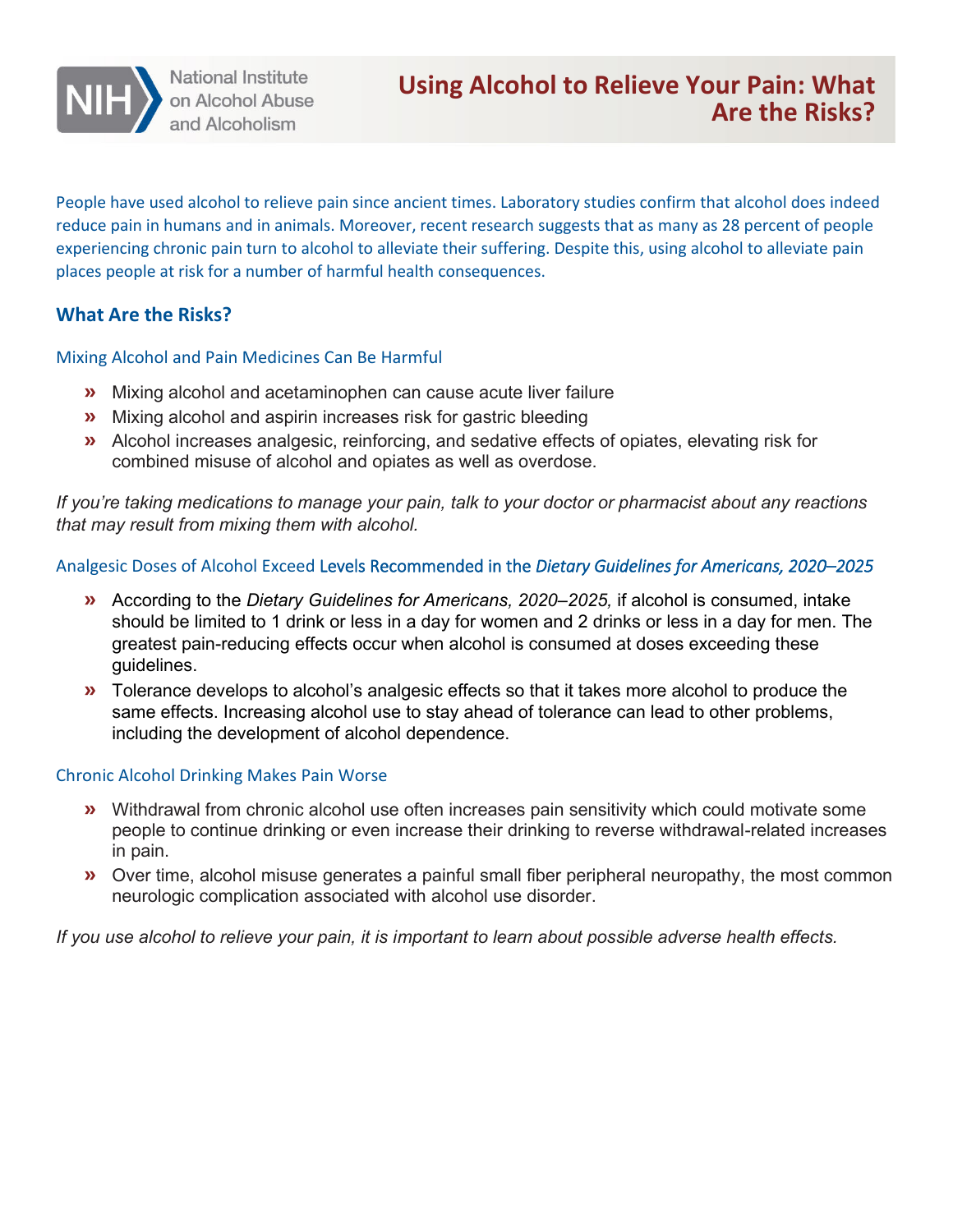National Institute on Alcohol Abuse and Alcoholism

# Using Alcohol to Relieve Your Pain: What Are the Risks?

People have used alcohol to relieve pain since ancient times. Laboratory studies confirm that alcohol does indeed reduce pain in humans and in animals. Moreover, recent research suggests that as many as 28 percent of people experiencing chronic pain turn to alcohol to alleviate their suffering. Despite this, using alcohol to alleviate pain places people at risk for a number of harmful health consequences.

## What Are the Risks?

### Mixing Alcohol and Pain Medicines Can Be Harmful

- Mixing alcohol and acetaminophen can cause acute liver failure
- Mixing alcohol and aspirin increases risk for gastric bleeding
- Alcohol increases analgesic, reinforcing, and sedative effects of opiates, elevating risk for combined misuse of alcohol and opiates as well as overdose.

*If you're taking medications to manage your pain, talk to your doctor or pharmacist about any reactions that may result from mixing them with alcohol.*

### Analgesic Doses of Alcohol Exceed Levels Recommended in the *Dietary Guidelines for Americans, 2020–2025*

- According to the *Dietary Guidelines for Americans, 2020–2025,* if alcohol is consumed, intake should be limited to 1 drink or less in a day for women and 2 drinks or less in a day for men. The greatest pain-reducing effects occur when alcohol is consumed at doses exceeding these guidelines.
- Tolerance develops to alcohol's analgesic effects so that it takes more alcohol to produce the same effects. Increasing alcohol use to stay ahead of tolerance can lead to other problems, including the development of alcohol dependence.

### Chronic Alcohol Drinking Makes Pain Worse

- Withdrawal from chronic alcohol use often increases pain sensitivity which could motivate some people to continue drinking or even increase their drinking to reverse withdrawal-related increases in pain.
- Over time, alcohol misuse generates a painful small fiber peripheral neuropathy, the most common neurologic complication associated with alcohol use disorder.

*If you use alcohol to relieve your pain, it is important to learn about possible adverse health effects.*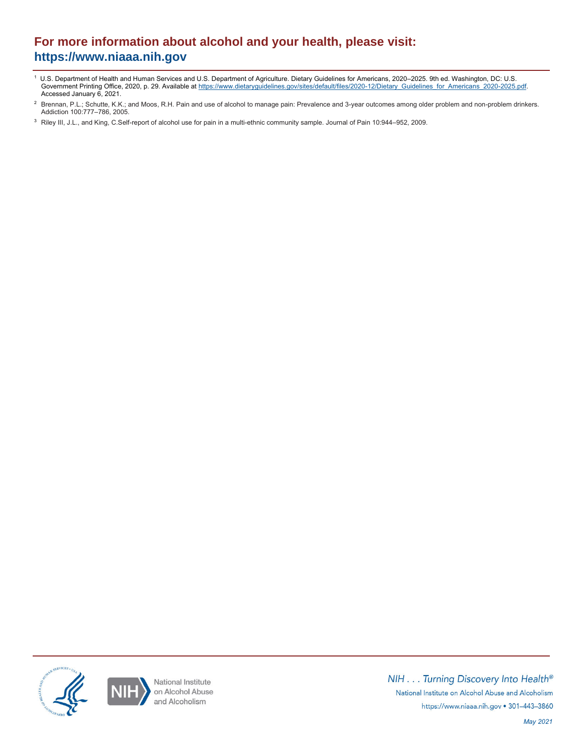## For more information about alcohol and your health, please visit: https://www.niaaa.nih.gov

[1] U.S. Department of Health and Human Services and U.S. Department of Agriculture. Dietary Guidelines for Americans, 2020–2025. 9th ed. Washington, DC: U.S. Government Printing Office, 2020, p. 29. Available at https://www.dietaryguidelines.gov/sites/default/files/2020-12/Dietary_Guidelines_for_Americans_2020-2025.pdf. Accessed January 6, 2021.

[2] Brennan, P.L.; Schutte, K.K.; and Moos, R.H. Pain and use of alcohol to manage pain: Prevalence and 3-year outcomes among older problem and non-problem drinkers. Addiction 100:777–786, 2005.

[3] Riley III, J.L., and King, C.Self-report of alcohol use for pain in a multi-ethnic community sample. Journal of Pain 10:944–952, 2009.

National Institute on Alcohol Abuse and Alcoholism

*NIH . . . Turning Discovery Into Health®*

National Institute on Alcohol Abuse and Alcoholism

https://www.niaaa.nih.gov • 301–443–3860

*May 2021*